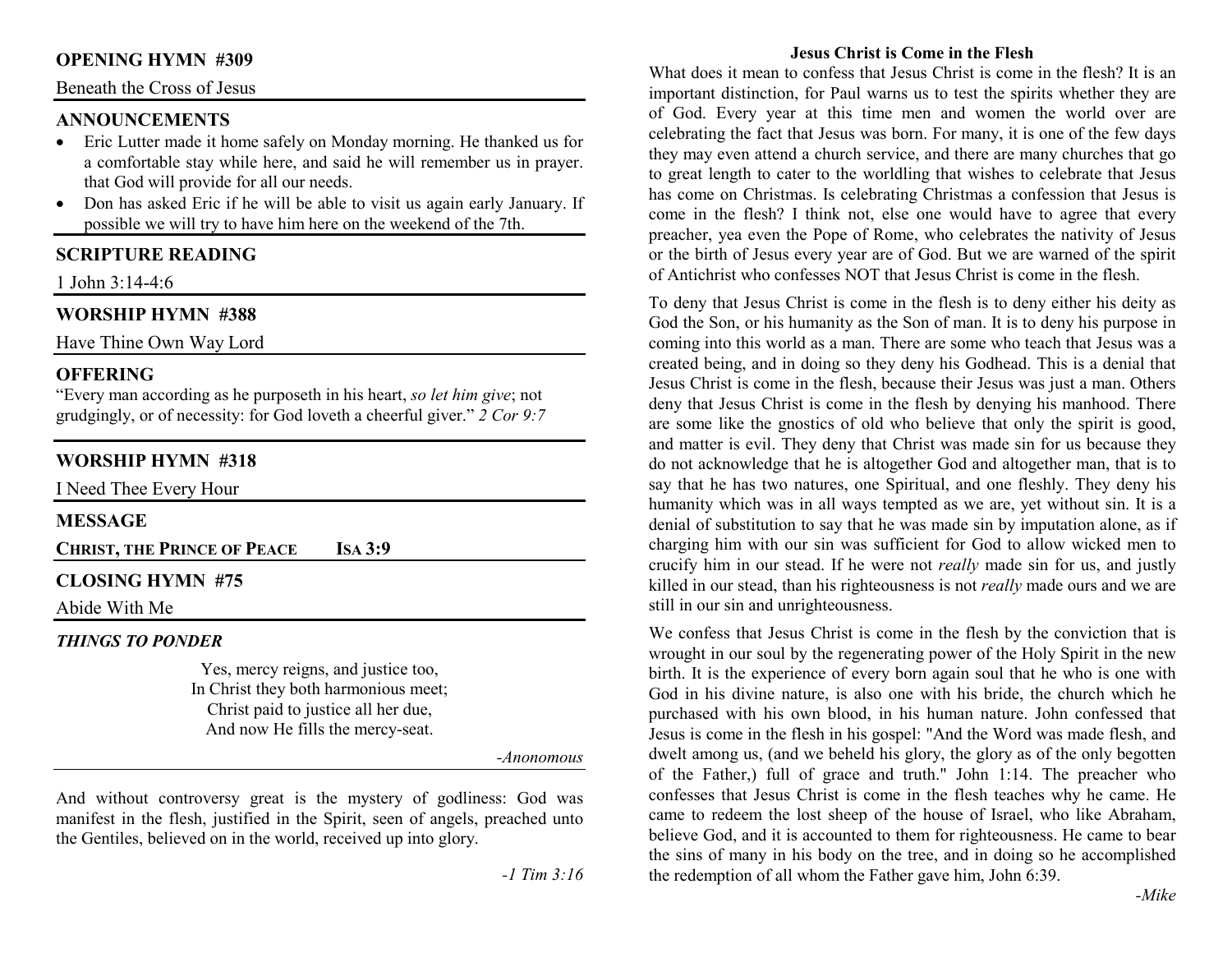## OPENING HYMN #309

Beneath the Cross of Jesus

## ANNOUNCEMENTS

- Eric Lutter made it home safely on Monday morning. He thanked us for a comfortable stay while here, and said he will remember us in prayer. that God will provide for all our needs.
- Don has asked Eric if he will be able to visit us again early January. If possible we will try to have him here on the weekend of the 7th.

## SCRIPTURE READING

1 John 3:14-4:6

## WORSHIP HYMN #388

Have Thine Own Way Lord

## OFFERING

"Every man according as he purposeth in his heart, *so let him give*; not grudgingly, or of necessity: for God loveth a cheerful giver." *2 Cor 9:7*

## WORSHIP HYMN #318

I Need Thee Every Hour

## MESSAGE

**CHRIST, THE PRINCE OF PEACE** **ISA 3:9**

## CLOSING HYMN #75

Abide With Me

### *THINGS TO PONDER*

Yes, mercy reigns, and justice too,
In Christ they both harmonious meet;
Christ paid to justice all her due,
And now He fills the mercy-seat.

*-Anonomous*

And without controversy great is the mystery of godliness: God was manifest in the flesh, justified in the Spirit, seen of angels, preached unto the Gentiles, believed on in the world, received up into glory.

*-1 Tim 3:16*

### Jesus Christ is Come in the Flesh

What does it mean to confess that Jesus Christ is come in the flesh? It is an important distinction, for Paul warns us to test the spirits whether they are of God. Every year at this time men and women the world over are celebrating the fact that Jesus was born. For many, it is one of the few days they may even attend a church service, and there are many churches that go to great length to cater to the worldling that wishes to celebrate that Jesus has come on Christmas. Is celebrating Christmas a confession that Jesus is come in the flesh? I think not, else one would have to agree that every preacher, yea even the Pope of Rome, who celebrates the nativity of Jesus or the birth of Jesus every year are of God. But we are warned of the spirit of Antichrist who confesses NOT that Jesus Christ is come in the flesh.

To deny that Jesus Christ is come in the flesh is to deny either his deity as God the Son, or his humanity as the Son of man. It is to deny his purpose in coming into this world as a man. There are some who teach that Jesus was a created being, and in doing so they deny his Godhead. This is a denial that Jesus Christ is come in the flesh, because their Jesus was just a man. Others deny that Jesus Christ is come in the flesh by denying his manhood. There are some like the gnostics of old who believe that only the spirit is good, and matter is evil. They deny that Christ was made sin for us because they do not acknowledge that he is altogether God and altogether man, that is to say that he has two natures, one Spiritual, and one fleshly. They deny his humanity which was in all ways tempted as we are, yet without sin. It is a denial of substitution to say that he was made sin by imputation alone, as if charging him with our sin was sufficient for God to allow wicked men to crucify him in our stead. If he were not *really* made sin for us, and justly killed in our stead, than his righteousness is not *really* made ours and we are still in our sin and unrighteousness.

We confess that Jesus Christ is come in the flesh by the conviction that is wrought in our soul by the regenerating power of the Holy Spirit in the new birth. It is the experience of every born again soul that he who is one with God in his divine nature, is also one with his bride, the church which he purchased with his own blood, in his human nature. John confessed that Jesus is come in the flesh in his gospel: "And the Word was made flesh, and dwelt among us, (and we beheld his glory, the glory as of the only begotten of the Father,) full of grace and truth." John 1:14. The preacher who confesses that Jesus Christ is come in the flesh teaches why he came. He came to redeem the lost sheep of the house of Israel, who like Abraham, believe God, and it is accounted to them for righteousness. He came to bear the sins of many in his body on the tree, and in doing so he accomplished the redemption of all whom the Father gave him, John 6:39.

*-Mike*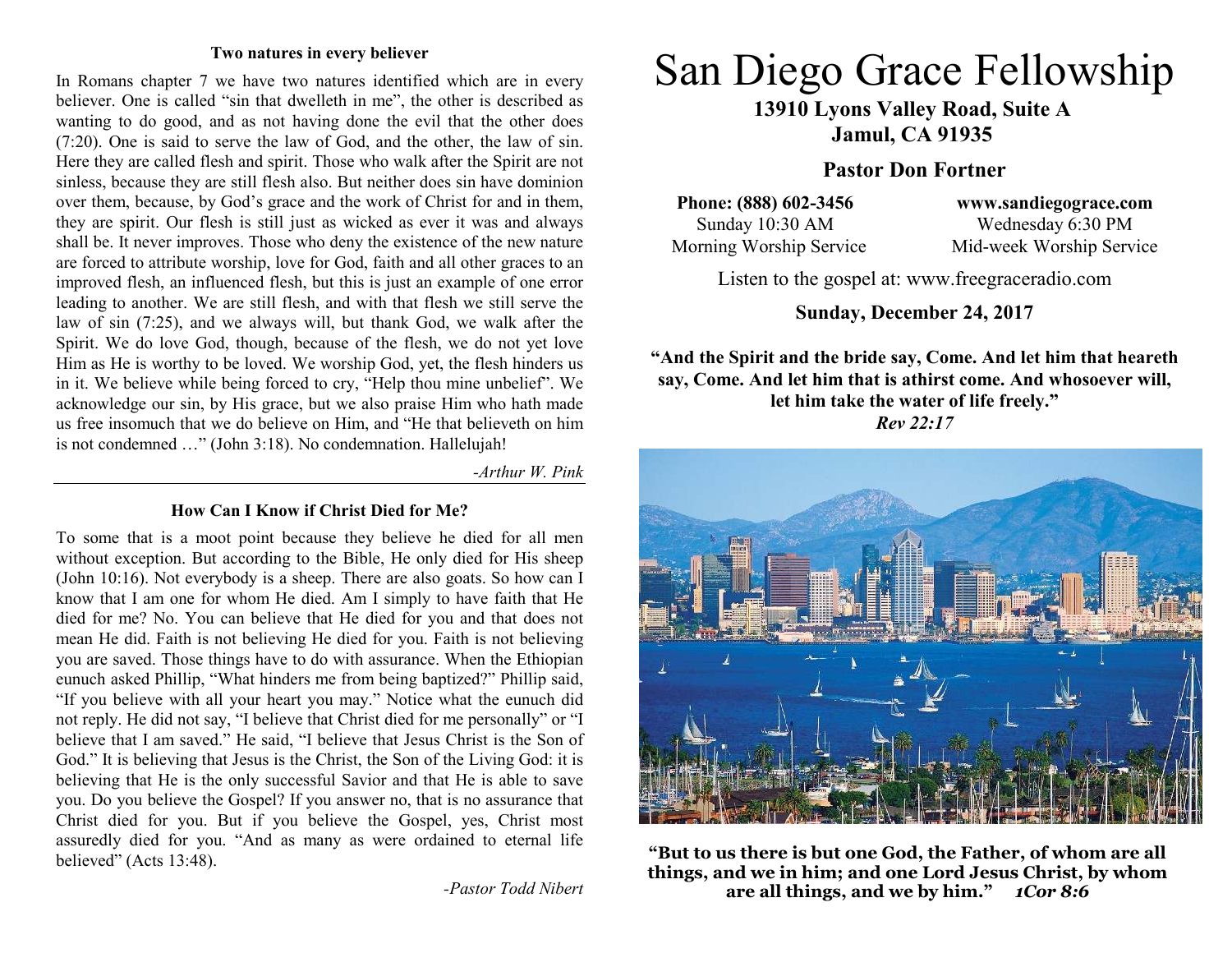### Two natures in every believer

In Romans chapter 7 we have two natures identified which are in every believer. One is called "sin that dwelleth in me", the other is described as wanting to do good, and as not having done the evil that the other does (7:20). One is said to serve the law of God, and the other, the law of sin. Here they are called flesh and spirit. Those who walk after the Spirit are not sinless, because they are still flesh also. But neither does sin have dominion over them, because, by God's grace and the work of Christ for and in them, they are spirit. Our flesh is still just as wicked as ever it was and always shall be. It never improves. Those who deny the existence of the new nature are forced to attribute worship, love for God, faith and all other graces to an improved flesh, an influenced flesh, but this is just an example of one error leading to another. We are still flesh, and with that flesh we still serve the law of sin (7:25), and we always will, but thank God, we walk after the Spirit. We do love God, though, because of the flesh, we do not yet love Him as He is worthy to be loved. We worship God, yet, the flesh hinders us in it. We believe while being forced to cry, "Help thou mine unbelief". We acknowledge our sin, by His grace, but we also praise Him who hath made us free insomuch that we do believe on Him, and "He that believeth on him is not condemned …" (John 3:18). No condemnation. Hallelujah!

*-Arthur W. Pink*

---

### How Can I Know if Christ Died for Me?

To some that is a moot point because they believe he died for all men without exception. But according to the Bible, He only died for His sheep (John 10:16). Not everybody is a sheep. There are also goats. So how can I know that I am one for whom He died. Am I simply to have faith that He died for me? No. You can believe that He died for you and that does not mean He did. Faith is not believing He died for you. Faith is not believing you are saved. Those things have to do with assurance. When the Ethiopian eunuch asked Phillip, "What hinders me from being baptized?" Phillip said, "If you believe with all your heart you may." Notice what the eunuch did not reply. He did not say, "I believe that Christ died for me personally" or "I believe that I am saved." He said, "I believe that Jesus Christ is the Son of God." It is believing that Jesus is the Christ, the Son of the Living God: it is believing that He is the only successful Savior and that He is able to save you. Do you believe the Gospel? If you answer no, that is no assurance that Christ died for you. But if you believe the Gospel, yes, Christ most assuredly died for you. "And as many as were ordained to eternal life believed" (Acts 13:48).

*-Pastor Todd Nibert*

# San Diego Grace Fellowship

**13910 Lyons Valley Road, Suite A**
**Jamul, CA 91935**

## Pastor Don Fortner

| | |
|---|---|
| **Phone: (888) 602-3456** | **www.sandiegograce.com** |
| Sunday 10:30 AM | Wednesday 6:30 PM |
| Morning Worship Service | Mid-week Worship Service |

Listen to the gospel at: www.freegraceradio.com

**Sunday, December 24, 2017**

**"And the Spirit and the bride say, Come. And let him that heareth say, Come. And let him that is athirst come. And whosoever will, let him take the water of life freely."**
***Rev 22:17***

**"But to us there is but one God, the Father, of whom are all things, and we in him; and one Lord Jesus Christ, by whom are all things, and we by him."** ***1Cor 8:6***